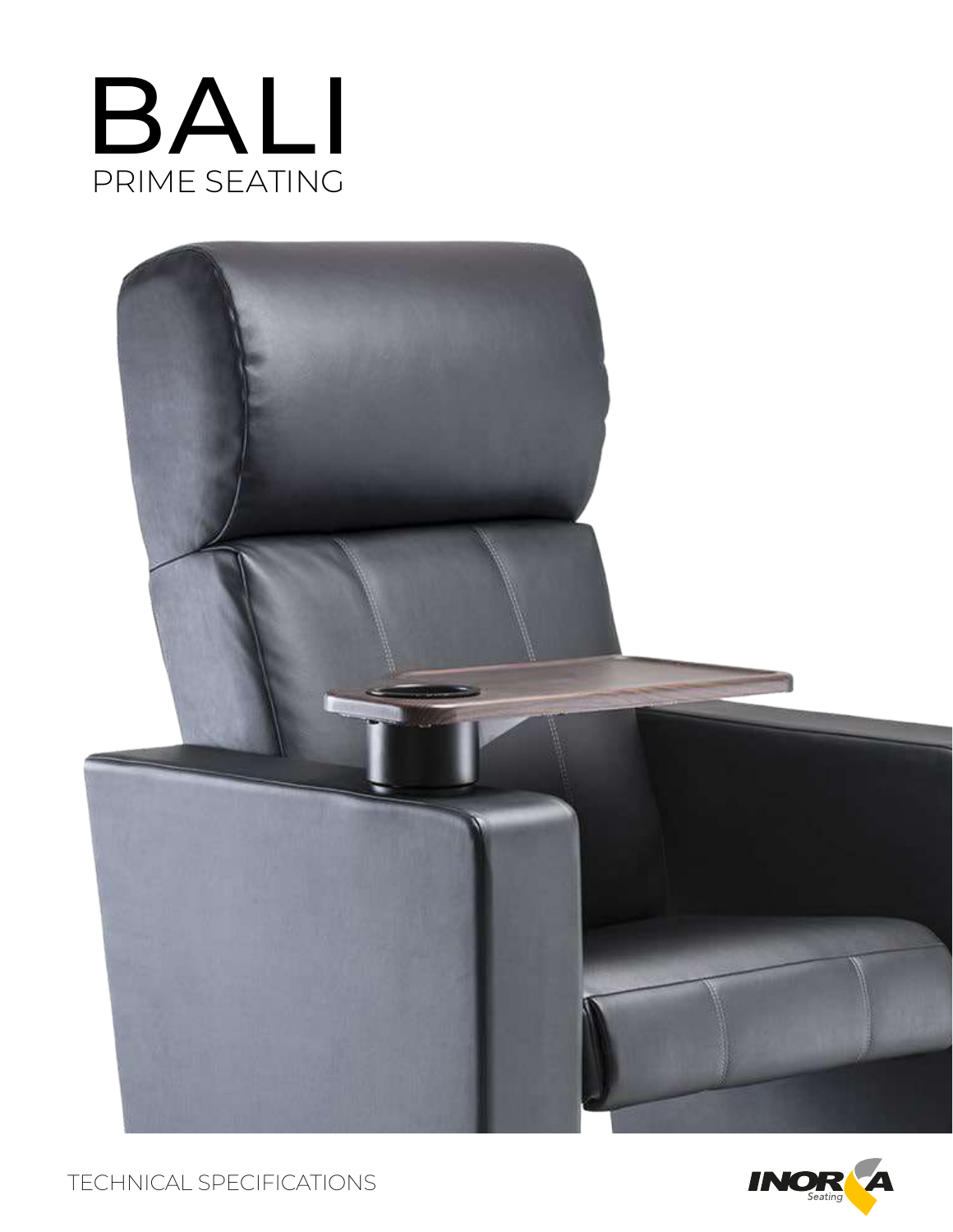# BALI

## PRIME SEATING

TECHNICAL SPECIFICATIONS

INORA Seating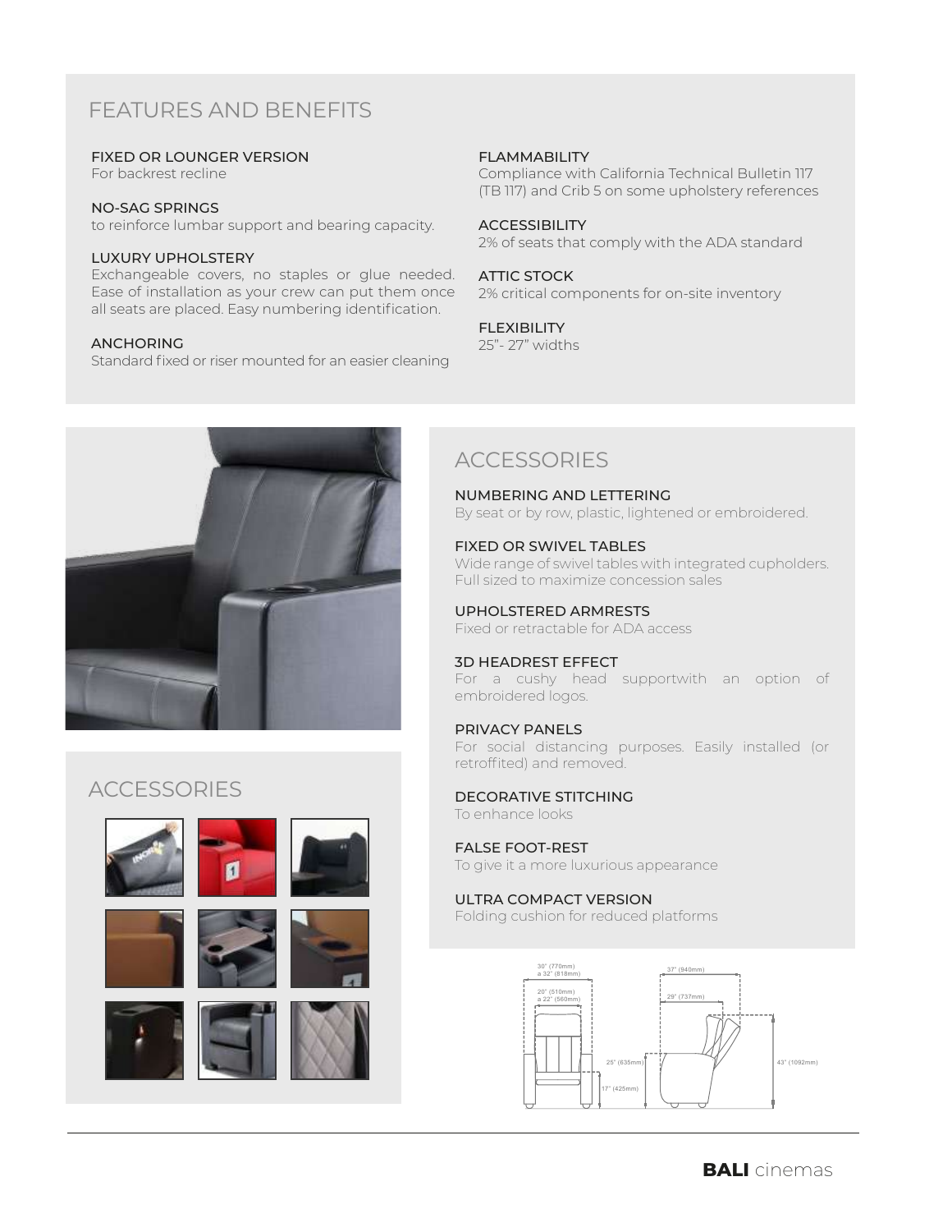## FEATURES AND BENEFITS

**FIXED OR LOUNGER VERSION**
For backrest recline

**NO-SAG SPRINGS**
to reinforce lumbar support and bearing capacity.

**LUXURY UPHOLSTERY**
Exchangeable covers, no staples or glue needed. Ease of installation as your crew can put them once all seats are placed. Easy numbering identification.

**ANCHORING**
Standard fixed or riser mounted for an easier cleaning

**FLAMMABILITY**
Compliance with California Technical Bulletin 117 (TB 117) and Crib 5 on some upholstery references

**ACCESSIBILITY**
2% of seats that comply with the ADA standard

**ATTIC STOCK**
2% critical components for on-site inventory

**FLEXIBILITY**
25”- 27” widths

## ACCESSORIES

## ACCESSORIES

**NUMBERING AND LETTERING**
By seat or by row, plastic, lightened or embroidered.

**FIXED OR SWIVEL TABLES**
Wide range of swivel tables with integrated cupholders. Full sized to maximize concession sales

**UPHOLSTERED ARMRESTS**
Fixed or retractable for ADA access

**3D HEADREST EFFECT**
For a cushy head supportwith an option of embroidered logos.

**PRIVACY PANELS**
For social distancing purposes. Easily installed (or retroffited) and removed.

**DECORATIVE STITCHING**
To enhance looks

**FALSE FOOT-REST**
To give it a more luxurious appearance

**ULTRA COMPACT VERSION**
Folding cushion for reduced platforms

30" (770mm) a 32" (818mm)
20" (510mm) a 22" (560mm)
25" (635mm)
17" (425mm)
37" (940mm)
29" (737mm)
43" (1092mm)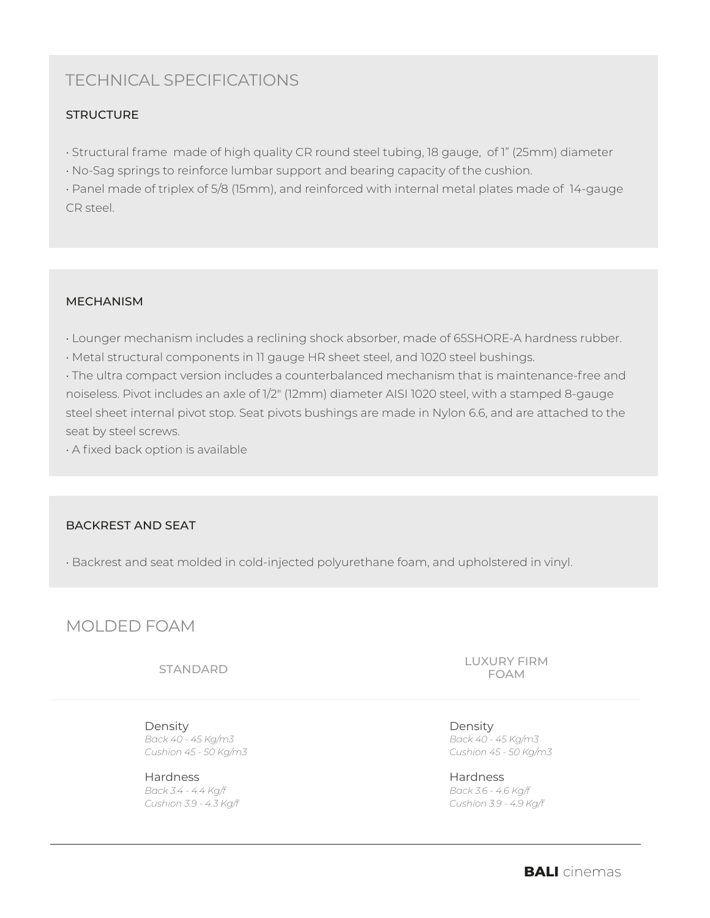# TECHNICAL SPECIFICATIONS

### STRUCTURE

- Structural frame made of high quality CR round steel tubing, 18 gauge, of 1” (25mm) diameter
- No-Sag springs to reinforce lumbar support and bearing capacity of the cushion.
- Panel made of triplex of 5/8 (15mm), and reinforced with internal metal plates made of 14-gauge CR steel.

### MECHANISM

- Lounger mechanism includes a reclining shock absorber, made of 65SHORE-A hardness rubber.
- Metal structural components in 11 gauge HR sheet steel, and 1020 steel bushings.
- The ultra compact version includes a counterbalanced mechanism that is maintenance-free and noiseless. Pivot includes an axle of 1/2" (12mm) diameter AISI 1020 steel, with a stamped 8-gauge steel sheet internal pivot stop. Seat pivots bushings are made in Nylon 6.6, and are attached to the seat by steel screws.
- A fixed back option is available

### BACKREST AND SEAT

- Backrest and seat molded in cold-injected polyurethane foam, and upholstered in vinyl.

## MOLDED FOAM

| STANDARD | LUXURY FIRM FOAM |
|---|---|
| Density<br>*Back 40 - 45 Kg/m3*<br>*Cushion 45 - 50 Kg/m3* | Density<br>*Back 40 - 45 Kg/m3*<br>*Cushion 45 - 50 Kg/m3* |
| Hardness<br>*Back 3.4 - 4.4 Kg/f*<br>*Cushion 3.9 - 4.3 Kg/f* | Hardness<br>*Back 3.6 - 4.6 Kg/f*<br>*Cushion 3.9 - 4.9 Kg/f* |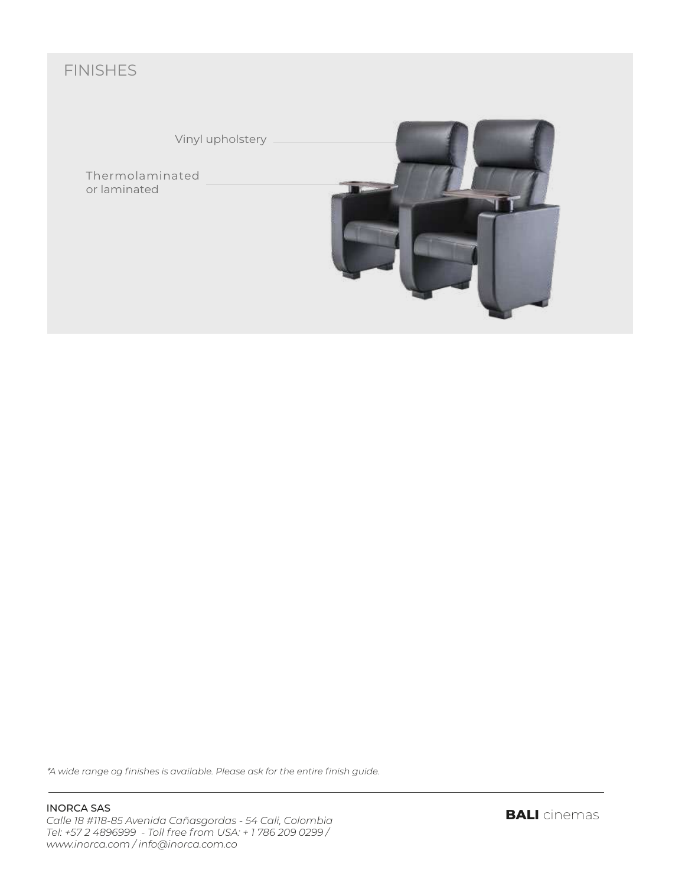## FINISHES

Vinyl upholstery

Thermolaminated or laminated

*A wide range og finishes is available. Please ask for the entire finish guide.

INORCA SAS
*Calle 18 #118-85 Avenida Cañasgordas - 54 Cali, Colombia*
*Tel: +57 2 4896999 - Toll free from USA: + 1 786 209 0299 /*
*www.inorca.com / info@inorca.com.co*

**BALI** cinemas